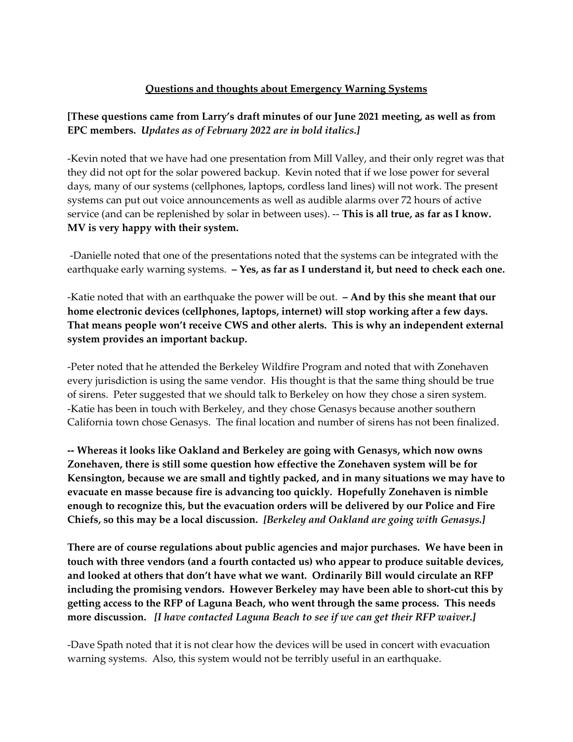**<u>Questions and thoughts about Emergency Warning Systems</u>**

**[These questions came from Larry's draft minutes of our June 2021 meeting, as well as from EPC members.** ***Updates as of February 2022 are in bold italics.]***

-Kevin noted that we have had one presentation from Mill Valley, and their only regret was that they did not opt for the solar powered backup. Kevin noted that if we lose power for several days, many of our systems (cellphones, laptops, cordless land lines) will not work. The present systems can put out voice announcements as well as audible alarms over 72 hours of active service (and can be replenished by solar in between uses). -- **This is all true, as far as I know. MV is very happy with their system.**

-Danielle noted that one of the presentations noted that the systems can be integrated with the earthquake early warning systems. **– Yes, as far as I understand it, but need to check each one.**

-Katie noted that with an earthquake the power will be out. **– And by this she meant that our home electronic devices (cellphones, laptops, internet) will stop working after a few days. That means people won't receive CWS and other alerts. This is why an independent external system provides an important backup.**

-Peter noted that he attended the Berkeley Wildfire Program and noted that with Zonehaven every jurisdiction is using the same vendor. His thought is that the same thing should be true of sirens. Peter suggested that we should talk to Berkeley on how they chose a siren system. -Katie has been in touch with Berkeley, and they chose Genasys because another southern California town chose Genasys. The final location and number of sirens has not been finalized.

**-- Whereas it looks like Oakland and Berkeley are going with Genasys, which now owns Zonehaven, there is still some question how effective the Zonehaven system will be for Kensington, because we are small and tightly packed, and in many situations we may have to evacuate en masse because fire is advancing too quickly. Hopefully Zonehaven is nimble enough to recognize this, but the evacuation orders will be delivered by our Police and Fire Chiefs, so this may be a local discussion.** ***[Berkeley and Oakland are going with Genasys.]***

**There are of course regulations about public agencies and major purchases. We have been in touch with three vendors (and a fourth contacted us) who appear to produce suitable devices, and looked at others that don't have what we want. Ordinarily Bill would circulate an RFP including the promising vendors. However Berkeley may have been able to short-cut this by getting access to the RFP of Laguna Beach, who went through the same process. This needs more discussion.** ***[I have contacted Laguna Beach to see if we can get their RFP waiver.]***

-Dave Spath noted that it is not clear how the devices will be used in concert with evacuation warning systems. Also, this system would not be terribly useful in an earthquake.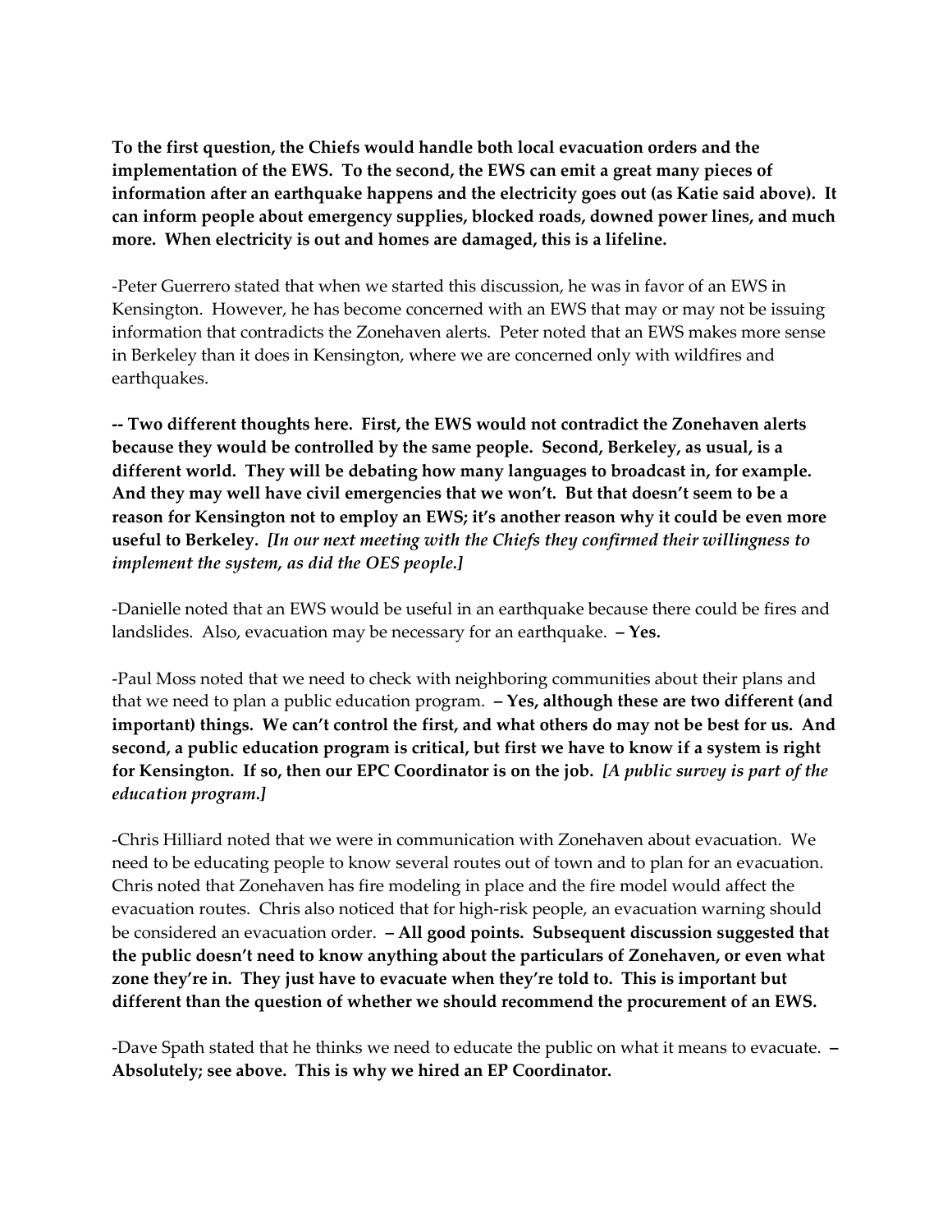**To the first question, the Chiefs would handle both local evacuation orders and the implementation of the EWS. To the second, the EWS can emit a great many pieces of information after an earthquake happens and the electricity goes out (as Katie said above). It can inform people about emergency supplies, blocked roads, downed power lines, and much more. When electricity is out and homes are damaged, this is a lifeline.**

-Peter Guerrero stated that when we started this discussion, he was in favor of an EWS in Kensington. However, he has become concerned with an EWS that may or may not be issuing information that contradicts the Zonehaven alerts. Peter noted that an EWS makes more sense in Berkeley than it does in Kensington, where we are concerned only with wildfires and earthquakes.

**-- Two different thoughts here. First, the EWS would not contradict the Zonehaven alerts because they would be controlled by the same people. Second, Berkeley, as usual, is a different world. They will be debating how many languages to broadcast in, for example. And they may well have civil emergencies that we won't. But that doesn't seem to be a reason for Kensington not to employ an EWS; it's another reason why it could be even more useful to Berkeley.** ***[In our next meeting with the Chiefs they confirmed their willingness to implement the system, as did the OES people.]***

-Danielle noted that an EWS would be useful in an earthquake because there could be fires and landslides. Also, evacuation may be necessary for an earthquake. **– Yes.**

-Paul Moss noted that we need to check with neighboring communities about their plans and that we need to plan a public education program. **– Yes, although these are two different (and important) things. We can't control the first, and what others do may not be best for us. And second, a public education program is critical, but first we have to know if a system is right for Kensington. If so, then our EPC Coordinator is on the job.** ***[A public survey is part of the education program.]***

-Chris Hilliard noted that we were in communication with Zonehaven about evacuation. We need to be educating people to know several routes out of town and to plan for an evacuation. Chris noted that Zonehaven has fire modeling in place and the fire model would affect the evacuation routes. Chris also noticed that for high-risk people, an evacuation warning should be considered an evacuation order. **– All good points. Subsequent discussion suggested that the public doesn't need to know anything about the particulars of Zonehaven, or even what zone they're in. They just have to evacuate when they're told to. This is important but different than the question of whether we should recommend the procurement of an EWS.**

-Dave Spath stated that he thinks we need to educate the public on what it means to evacuate. **– Absolutely; see above. This is why we hired an EP Coordinator.**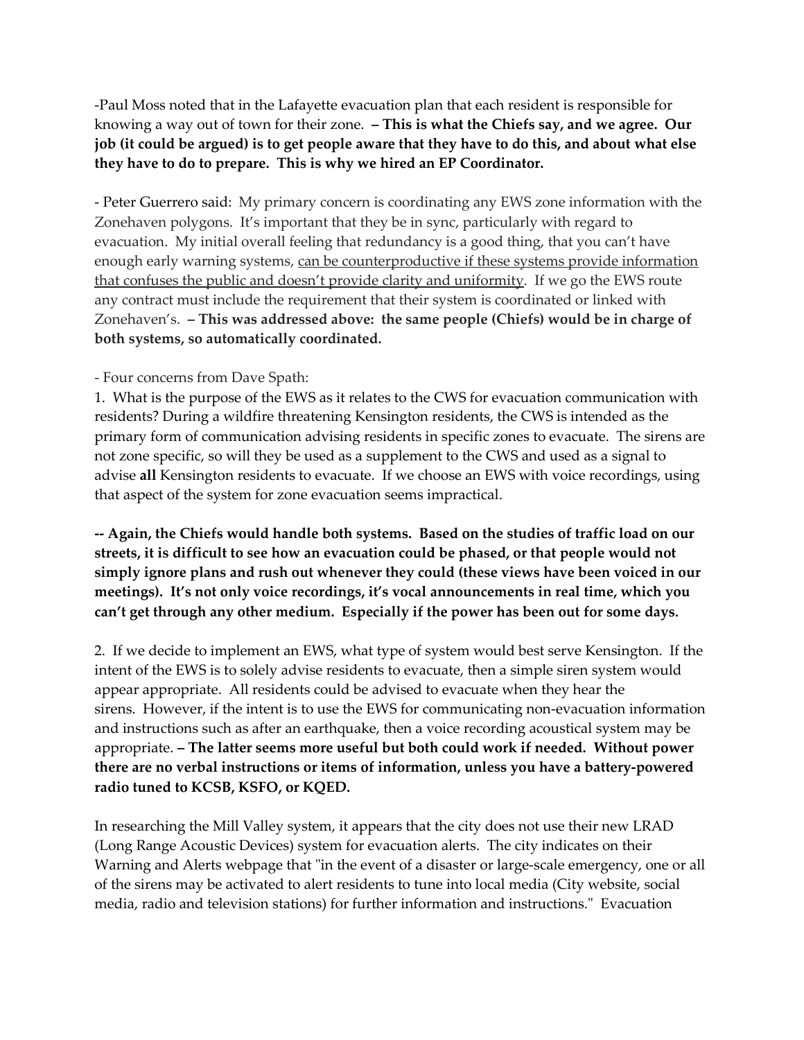-Paul Moss noted that in the Lafayette evacuation plan that each resident is responsible for knowing a way out of town for their zone. **– This is what the Chiefs say, and we agree. Our job (it could be argued) is to get people aware that they have to do this, and about what else they have to do to prepare. This is why we hired an EP Coordinator.**

- Peter Guerrero said: My primary concern is coordinating any EWS zone information with the Zonehaven polygons. It's important that they be in sync, particularly with regard to evacuation. My initial overall feeling that redundancy is a good thing, that you can't have enough early warning systems, <u>can be counterproductive if these systems provide information that confuses the public and doesn't provide clarity and uniformity</u>. If we go the EWS route any contract must include the requirement that their system is coordinated or linked with Zonehaven's. **– This was addressed above: the same people (Chiefs) would be in charge of both systems, so automatically coordinated.**

- Four concerns from Dave Spath:

1. What is the purpose of the EWS as it relates to the CWS for evacuation communication with residents? During a wildfire threatening Kensington residents, the CWS is intended as the primary form of communication advising residents in specific zones to evacuate. The sirens are not zone specific, so will they be used as a supplement to the CWS and used as a signal to advise **all** Kensington residents to evacuate. If we choose an EWS with voice recordings, using that aspect of the system for zone evacuation seems impractical.

**-- Again, the Chiefs would handle both systems. Based on the studies of traffic load on our streets, it is difficult to see how an evacuation could be phased, or that people would not simply ignore plans and rush out whenever they could (these views have been voiced in our meetings). It's not only voice recordings, it's vocal announcements in real time, which you can't get through any other medium. Especially if the power has been out for some days.**

2. If we decide to implement an EWS, what type of system would best serve Kensington. If the intent of the EWS is to solely advise residents to evacuate, then a simple siren system would appear appropriate. All residents could be advised to evacuate when they hear the sirens. However, if the intent is to use the EWS for communicating non-evacuation information and instructions such as after an earthquake, then a voice recording acoustical system may be appropriate. **– The latter seems more useful but both could work if needed. Without power there are no verbal instructions or items of information, unless you have a battery-powered radio tuned to KCSB, KSFO, or KQED.**

In researching the Mill Valley system, it appears that the city does not use their new LRAD (Long Range Acoustic Devices) system for evacuation alerts. The city indicates on their Warning and Alerts webpage that "in the event of a disaster or large-scale emergency, one or all of the sirens may be activated to alert residents to tune into local media (City website, social media, radio and television stations) for further information and instructions." Evacuation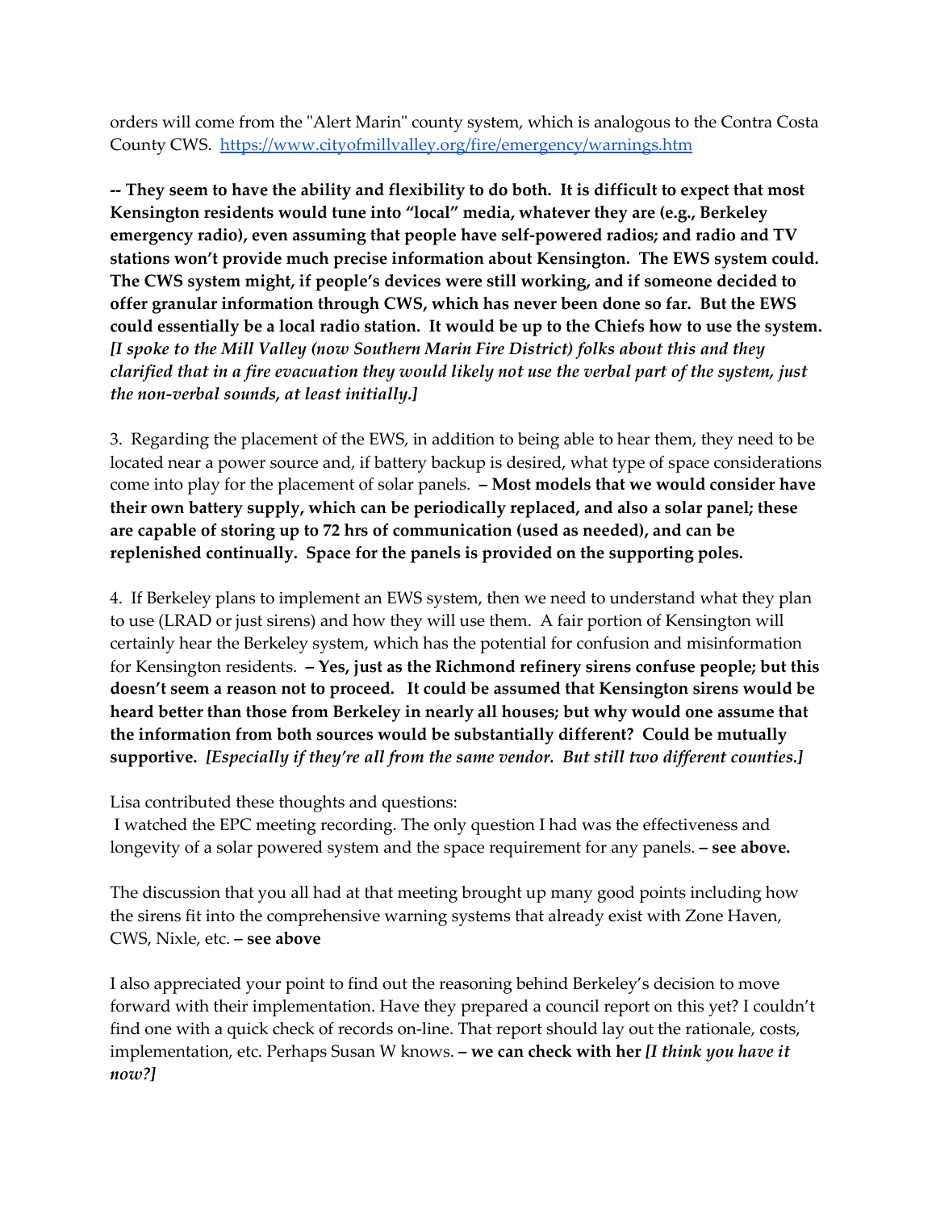orders will come from the "Alert Marin" county system, which is analogous to the Contra Costa County CWS. https://www.cityofmillvalley.org/fire/emergency/warnings.htm

**-- They seem to have the ability and flexibility to do both. It is difficult to expect that most Kensington residents would tune into "local" media, whatever they are (e.g., Berkeley emergency radio), even assuming that people have self-powered radios; and radio and TV stations won't provide much precise information about Kensington. The EWS system could. The CWS system might, if people's devices were still working, and if someone decided to offer granular information through CWS, which has never been done so far. But the EWS could essentially be a local radio station. It would be up to the Chiefs how to use the system.** ***[I spoke to the Mill Valley (now Southern Marin Fire District) folks about this and they clarified that in a fire evacuation they would likely not use the verbal part of the system, just the non-verbal sounds, at least initially.]***

3. Regarding the placement of the EWS, in addition to being able to hear them, they need to be located near a power source and, if battery backup is desired, what type of space considerations come into play for the placement of solar panels. **– Most models that we would consider have their own battery supply, which can be periodically replaced, and also a solar panel; these are capable of storing up to 72 hrs of communication (used as needed), and can be replenished continually. Space for the panels is provided on the supporting poles.**

4. If Berkeley plans to implement an EWS system, then we need to understand what they plan to use (LRAD or just sirens) and how they will use them. A fair portion of Kensington will certainly hear the Berkeley system, which has the potential for confusion and misinformation for Kensington residents. **– Yes, just as the Richmond refinery sirens confuse people; but this doesn't seem a reason not to proceed. It could be assumed that Kensington sirens would be heard better than those from Berkeley in nearly all houses; but why would one assume that the information from both sources would be substantially different? Could be mutually supportive.** ***[Especially if they're all from the same vendor. But still two different counties.]***

Lisa contributed these thoughts and questions:
I watched the EPC meeting recording. The only question I had was the effectiveness and longevity of a solar powered system and the space requirement for any panels. **– see above.**

The discussion that you all had at that meeting brought up many good points including how the sirens fit into the comprehensive warning systems that already exist with Zone Haven, CWS, Nixle, etc. **– see above**

I also appreciated your point to find out the reasoning behind Berkeley's decision to move forward with their implementation. Have they prepared a council report on this yet? I couldn't find one with a quick check of records on-line. That report should lay out the rationale, costs, implementation, etc. Perhaps Susan W knows. **– we can check with her** ***[I think you have it now?]***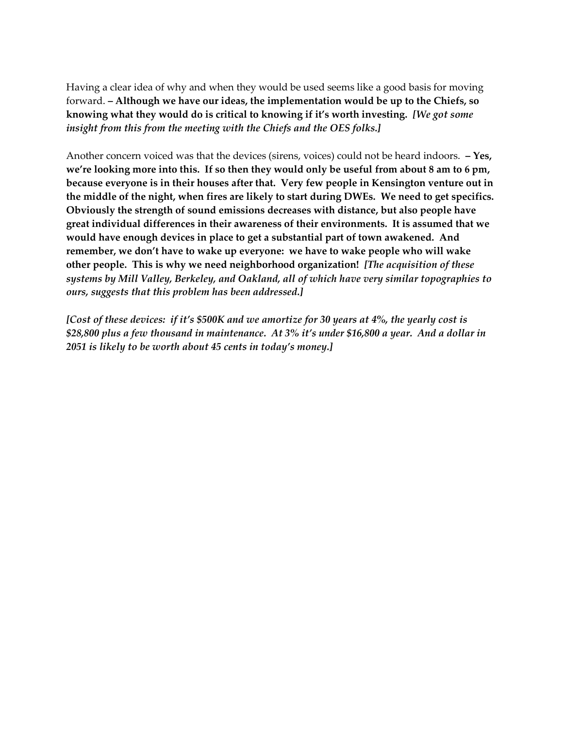Having a clear idea of why and when they would be used seems like a good basis for moving forward. **– Although we have our ideas, the implementation would be up to the Chiefs, so knowing what they would do is critical to knowing if it's worth investing.** ***[We got some insight from this from the meeting with the Chiefs and the OES folks.]***

Another concern voiced was that the devices (sirens, voices) could not be heard indoors. **– Yes, we're looking more into this. If so then they would only be useful from about 8 am to 6 pm, because everyone is in their houses after that. Very few people in Kensington venture out in the middle of the night, when fires are likely to start during DWEs. We need to get specifics. Obviously the strength of sound emissions decreases with distance, but also people have great individual differences in their awareness of their environments. It is assumed that we would have enough devices in place to get a substantial part of town awakened. And remember, we don't have to wake up everyone: we have to wake people who will wake other people. This is why we need neighborhood organization!** ***[The acquisition of these systems by Mill Valley, Berkeley, and Oakland, all of which have very similar topographies to ours, suggests that this problem has been addressed.]***

***[Cost of these devices: if it's $500K and we amortize for 30 years at 4%, the yearly cost is $28,800 plus a few thousand in maintenance. At 3% it's under $16,800 a year. And a dollar in 2051 is likely to be worth about 45 cents in today's money.]***